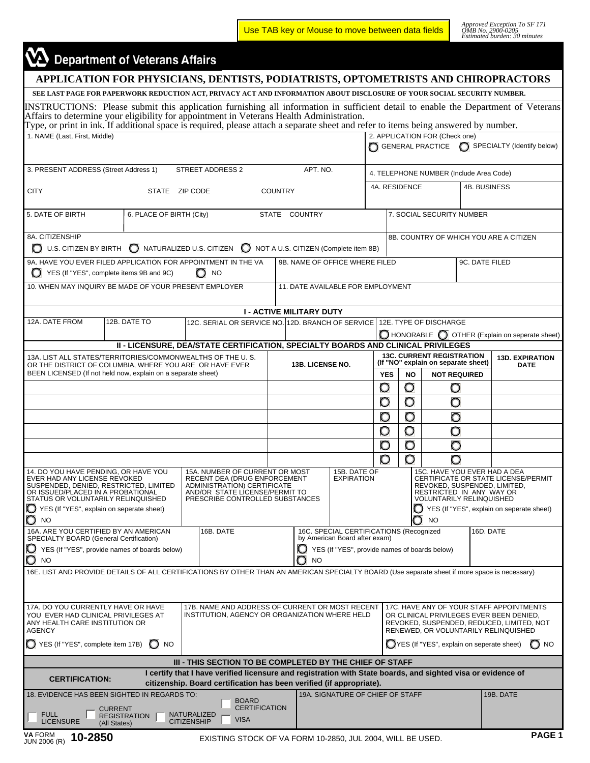Use TAB key or Mouse to move between data fields

*Approved Exception To SF 171*
*OMB No. 2900-0205*
*Estimated burden: 30 minutes*

# Department of Veterans Affairs

## APPLICATION FOR PHYSICIANS, DENTISTS, PODIATRISTS, OPTOMETRISTS AND CHIROPRACTORS

**SEE LAST PAGE FOR PAPERWORK REDUCTION ACT, PRIVACY ACT AND INFORMATION ABOUT DISCLOSURE OF YOUR SOCIAL SECURITY NUMBER.**

INSTRUCTIONS: Please submit this application furnishing all information in sufficient detail to enable the Department of Veterans Affairs to determine your eligibility for appointment in Veterans Health Administration.
Type, or print in ink. If additional space is required, please attach a separate sheet and refer to items being answered by number.

1. NAME (Last, First, Middle)

2. APPLICATION FOR (Check one)
- ○ GENERAL PRACTICE
- ○ SPECIALTY (Identify below)

3. PRESENT ADDRESS (Street Address 1) | STREET ADDRESS 2 | APT. NO.
CITY | STATE | ZIP CODE | COUNTRY

4. TELEPHONE NUMBER (Include Area Code)
4A. RESIDENCE | 4B. BUSINESS

5. DATE OF BIRTH

6. PLACE OF BIRTH (City) | STATE | COUNTRY

7. SOCIAL SECURITY NUMBER

8A. CITIZENSHIP
- ○ U.S. CITIZEN BY BIRTH
- ○ NATURALIZED U.S. CITIZEN
- ○ NOT A U.S. CITIZEN (Complete item 8B)

8B. COUNTRY OF WHICH YOU ARE A CITIZEN

9A. HAVE YOU EVER FILED APPLICATION FOR APPOINTMENT IN THE VA
- ○ YES (If "YES", complete items 9B and 9C)
- ○ NO

9B. NAME OF OFFICE WHERE FILED

9C. DATE FILED

10. WHEN MAY INQUIRY BE MADE OF YOUR PRESENT EMPLOYER

11. DATE AVAILABLE FOR EMPLOYMENT

### I - ACTIVE MILITARY DUTY

| 12A. DATE FROM | 12B. DATE TO | 12C. SERIAL OR SERVICE NO. | 12D. BRANCH OF SERVICE | 12E. TYPE OF DISCHARGE |
|---|---|---|---|---|
| | | | | ○ HONORABLE ○ OTHER (Explain on seperate sheet) |

### II - LICENSURE, DEA/STATE CERTIFICATION, SPECIALTY BOARDS AND CLINICAL PRIVILEGES

| 13A. LIST ALL STATES/TERRITORIES/COMMONWEALTHS OF THE U. S. OR THE DISTRICT OF COLUMBIA, WHERE YOU ARE OR HAVE EVER BEEN LICENSED (If not held now, explain on a separate sheet) | 13B. LICENSE NO. | 13C. CURRENT REGISTRATION (If "NO" explain on separate sheet) | | | 13D. EXPIRATION DATE |
|---|---|---|---|---|---|
| | | YES | NO | NOT REQUIRED | |
| | | ○ | ○ | ○ | |
| | | ○ | ○ | ○ | |
| | | ○ | ○ | ○ | |
| | | ○ | ○ | ○ | |
| | | ○ | ○ | ○ | |
| | | ○ | ○ | ○ | |

14. DO YOU HAVE PENDING, OR HAVE YOU EVER HAD ANY LICENSE REVOKED SUSPENDED, DENIED, RESTRICTED, LIMITED OR ISSUED/PLACED IN A PROBATIONAL STATUS OR VOLUNTARILY RELINQUISHED
- ○ YES (If "YES", explain on seperate sheet)
- ○ NO

15A. NUMBER OF CURRENT OR MOST RECENT DEA (DRUG ENFORCEMENT ADMINISTRATION) CERTIFICATE AND/OR STATE LICENSE/PERMIT TO PRESCRIBE CONTROLLED SUBSTANCES

15B. DATE OF EXPIRATION

15C. HAVE YOU EVER HAD A DEA CERTIFICATE OR STATE LICENSE/PERMIT REVOKED, SUSPENDED, LIMITED, RESTRICTED IN ANY WAY OR VOLUNTARILY RELINQUISHED
- ○ YES (If "YES", explain on seperate sheet)
- ○ NO

16A. ARE YOU CERTIFIED BY AN AMERICAN SPECIALTY BOARD (General Certification)
- ○ YES (If "YES", provide names of boards below)
- ○ NO

16B. DATE

16C. SPECIAL CERTIFICATIONS (Recognized by American Board after exam)
- ○ YES (If "YES", provide names of boards below)
- ○ NO

16D. DATE

16E. LIST AND PROVIDE DETAILS OF ALL CERTIFICATIONS BY OTHER THAN AN AMERICAN SPECIALTY BOARD (Use separate sheet if more space is necessary)

17A. DO YOU CURRENTLY HAVE OR HAVE YOU EVER HAD CLINICAL PRIVILEGES AT ANY HEALTH CARE INSTITUTION OR AGENCY
- ○ YES (If "YES", complete item 17B)
- ○ NO

17B. NAME AND ADDRESS OF CURRENT OR MOST RECENT INSTITUTION, AGENCY OR ORGANIZATION WHERE HELD

17C. HAVE ANY OF YOUR STAFF APPOINTMENTS OR CLINICAL PRIVILEGES EVER BEEN DENIED, REVOKED, SUSPENDED, REDUCED, LIMITED, NOT RENEWED, OR VOLUNTARILY RELINQUISHED
- ○ YES (If "YES", explain on seperate sheet)
- ○ NO

### III - THIS SECTION TO BE COMPLETED BY THE CHIEF OF STAFF

**CERTIFICATION:** **I certify that I have verified licensure and registration with State boards, and sighted visa or evidence of citizenship. Board certification has been verified (if appropriate).**

18. EVIDENCE HAS BEEN SIGHTED IN REGARDS TO:
- ☐ FULL LICENSURE
- ☐ CURRENT REGISTRATION (All States)
- ☐ NATURALIZED CITIZENSHIP
- ☐ BOARD CERTIFICATION
- ☐ VISA

19A. SIGNATURE OF CHIEF OF STAFF

19B. DATE

VA FORM JUN 2006 (R) **10-2850**

EXISTING STOCK OF VA FORM 10-2850, JUL 2004, WILL BE USED.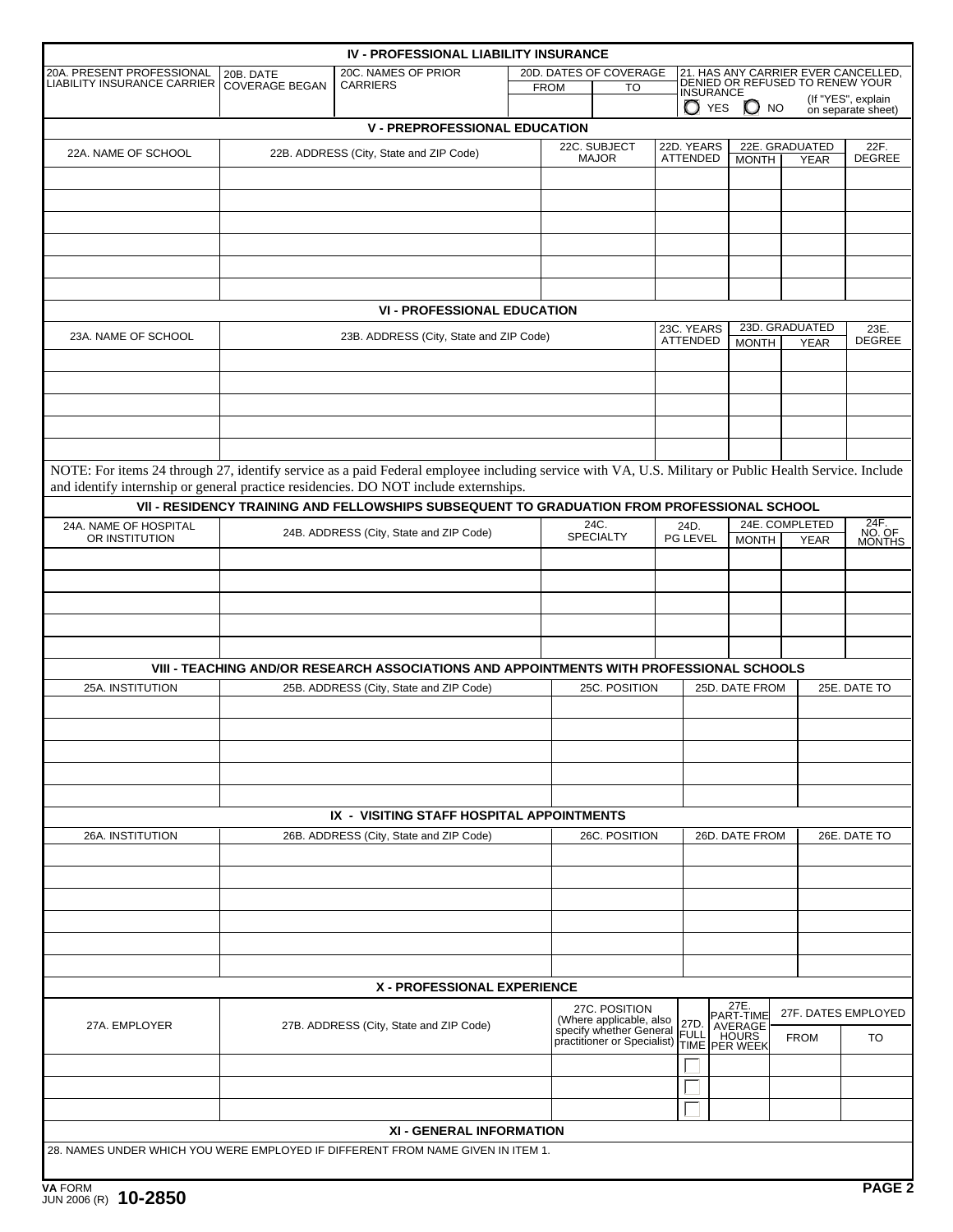## IV - PROFESSIONAL LIABILITY INSURANCE

| 20A. PRESENT PROFESSIONAL LIABILITY INSURANCE CARRIER | 20B. DATE COVERAGE BEGAN | 20C. NAMES OF PRIOR CARRIERS | 20D. DATES OF COVERAGE | | 21. HAS ANY CARRIER EVER CANCELLED, DENIED OR REFUSED TO RENEW YOUR INSURANCE |
|---|---|---|---|---|---|
| | | | FROM | TO | ◯ YES ◯ NO (If "YES", explain on separate sheet) |

## V - PREPROFESSIONAL EDUCATION

| 22A. NAME OF SCHOOL | 22B. ADDRESS (City, State and ZIP Code) | 22C. SUBJECT MAJOR | 22D. YEARS ATTENDED | 22E. GRADUATED | | 22F. DEGREE |
|---|---|---|---|---|---|---|
| | | | | MONTH | YEAR | |
| | | | | | | |
| | | | | | | |
| | | | | | | |
| | | | | | | |
| | | | | | | |
| | | | | | | |

## VI - PROFESSIONAL EDUCATION

| 23A. NAME OF SCHOOL | 23B. ADDRESS (City, State and ZIP Code) | 23C. YEARS ATTENDED | 23D. GRADUATED | | 23E. DEGREE |
|---|---|---|---|---|---|
| | | | MONTH | YEAR | |
| | | | | | |
| | | | | | |
| | | | | | |
| | | | | | |
| | | | | | |

NOTE: For items 24 through 27, identify service as a paid Federal employee including service with VA, U.S. Military or Public Health Service. Include and identify internship or general practice residencies. DO NOT include externships.

## VII - RESIDENCY TRAINING AND FELLOWSHIPS SUBSEQUENT TO GRADUATION FROM PROFESSIONAL SCHOOL

| 24A. NAME OF HOSPITAL OR INSTITUTION | 24B. ADDRESS (City, State and ZIP Code) | 24C. SPECIALTY | 24D. PG LEVEL | 24E. COMPLETED | | 24F. NO. OF MONTHS |
|---|---|---|---|---|---|---|
| | | | | MONTH | YEAR | |
| | | | | | | |
| | | | | | | |
| | | | | | | |
| | | | | | | |
| | | | | | | |

## VIII - TEACHING AND/OR RESEARCH ASSOCIATIONS AND APPOINTMENTS WITH PROFESSIONAL SCHOOLS

| 25A. INSTITUTION | 25B. ADDRESS (City, State and ZIP Code) | 25C. POSITION | 25D. DATE FROM | 25E. DATE TO |
|---|---|---|---|---|
| | | | | |
| | | | | |
| | | | | |
| | | | | |
| | | | | |

## IX - VISITING STAFF HOSPITAL APPOINTMENTS

| 26A. INSTITUTION | 26B. ADDRESS (City, State and ZIP Code) | 26C. POSITION | 26D. DATE FROM | 26E. DATE TO |
|---|---|---|---|---|
| | | | | |
| | | | | |
| | | | | |
| | | | | |
| | | | | |
| | | | | |

## X - PROFESSIONAL EXPERIENCE

| 27A. EMPLOYER | 27B. ADDRESS (City, State and ZIP Code) | 27C. POSITION (Where applicable, also specify whether General practitioner or Specialist) | 27D. FULL TIME | 27E. PART-TIME AVERAGE HOURS PER WEEK | 27F. DATES EMPLOYED | |
|---|---|---|---|---|---|---|
| | | | | | FROM | TO |
| | | | ☐ | | | |
| | | | ☐ | | | |
| | | | ☐ | | | |

## XI - GENERAL INFORMATION

28. NAMES UNDER WHICH YOU WERE EMPLOYED IF DIFFERENT FROM NAME GIVEN IN ITEM 1.

VA FORM JUN 2006 (R) **10-2850**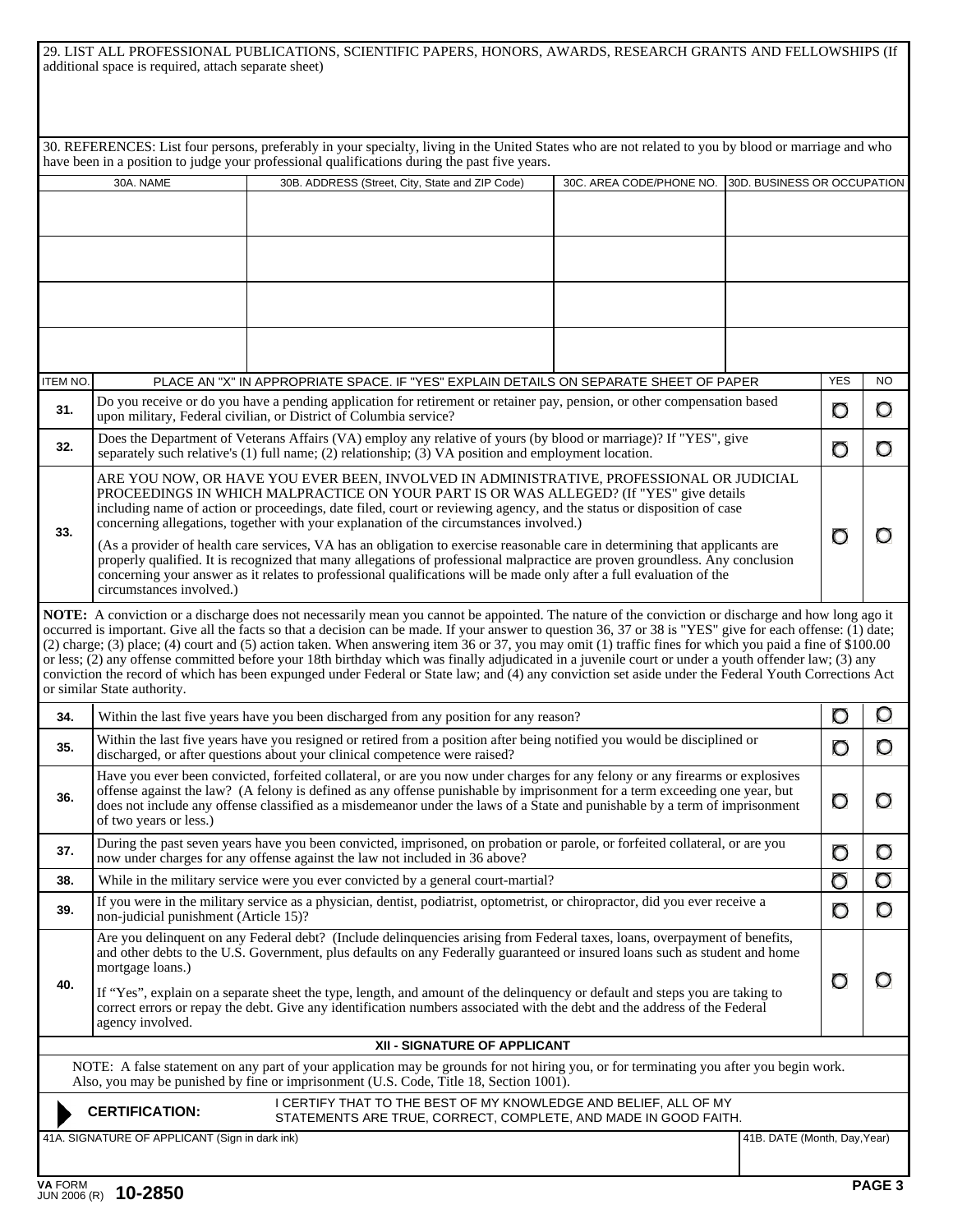29. LIST ALL PROFESSIONAL PUBLICATIONS, SCIENTIFIC PAPERS, HONORS, AWARDS, RESEARCH GRANTS AND FELLOWSHIPS (If additional space is required, attach separate sheet)

30. REFERENCES: List four persons, preferably in your specialty, living in the United States who are not related to you by blood or marriage and who have been in a position to judge your professional qualifications during the past five years.

| 30A. NAME | 30B. ADDRESS (Street, City, State and ZIP Code) | 30C. AREA CODE/PHONE NO. | 30D. BUSINESS OR OCCUPATION |
|---|---|---|---|
| | | | |
| | | | |
| | | | |
| | | | |

| ITEM NO. | PLACE AN "X" IN APPROPRIATE SPACE. IF "YES" EXPLAIN DETAILS ON SEPARATE SHEET OF PAPER | YES | NO |
|---|---|---|---|
| 31. | Do you receive or do you have a pending application for retirement or retainer pay, pension, or other compensation based upon military, Federal civilian, or District of Columbia service? | ○ | ○ |
| 32. | Does the Department of Veterans Affairs (VA) employ any relative of yours (by blood or marriage)? If "YES", give separately such relative's (1) full name; (2) relationship; (3) VA position and employment location. | ○ | ○ |
| 33. | ARE YOU NOW, OR HAVE YOU EVER BEEN, INVOLVED IN ADMINISTRATIVE, PROFESSIONAL OR JUDICIAL PROCEEDINGS IN WHICH MALPRACTICE ON YOUR PART IS OR WAS ALLEGED? (If "YES" give details including name of action or proceedings, date filed, court or reviewing agency, and the status or disposition of case concerning allegations, together with your explanation of the circumstances involved.) (As a provider of health care services, VA has an obligation to exercise reasonable care in determining that applicants are properly qualified. It is recognized that many allegations of professional malpractice are proven groundless. Any conclusion concerning your answer as it relates to professional qualifications will be made only after a full evaluation of the circumstances involved.) | ○ | ○ |

**NOTE:** A conviction or a discharge does not necessarily mean you cannot be appointed. The nature of the conviction or discharge and how long ago it occurred is important. Give all the facts so that a decision can be made. If your answer to question 36, 37 or 38 is "YES" give for each offense: (1) date; (2) charge; (3) place; (4) court and (5) action taken. When answering item 36 or 37, you may omit (1) traffic fines for which you paid a fine of $100.00 or less; (2) any offense committed before your 18th birthday which was finally adjudicated in a juvenile court or under a youth offender law; (3) any conviction the record of which has been expunged under Federal or State law; and (4) any conviction set aside under the Federal Youth Corrections Act or similar State authority.

| ITEM NO. | | YES | NO |
|---|---|---|---|
| 34. | Within the last five years have you been discharged from any position for any reason? | ○ | ○ |
| 35. | Within the last five years have you resigned or retired from a position after being notified you would be disciplined or discharged, or after questions about your clinical competence were raised? | ○ | ○ |
| 36. | Have you ever been convicted, forfeited collateral, or are you now under charges for any felony or any firearms or explosives offense against the law? (A felony is defined as any offense punishable by imprisonment for a term exceeding one year, but does not include any offense classified as a misdemeanor under the laws of a State and punishable by a term of imprisonment of two years or less.) | ○ | ○ |
| 37. | During the past seven years have you been convicted, imprisoned, on probation or parole, or forfeited collateral, or are you now under charges for any offense against the law not included in 36 above? | ○ | ○ |
| 38. | While in the military service were you ever convicted by a general court-martial? | ○ | ○ |
| 39. | If you were in the military service as a physician, dentist, podiatrist, optometrist, or chiropractor, did you ever receive a non-judicial punishment (Article 15)? | ○ | ○ |
| 40. | Are you delinquent on any Federal debt? (Include delinquencies arising from Federal taxes, loans, overpayment of benefits, and other debts to the U.S. Government, plus defaults on any Federally guaranteed or insured loans such as student and home mortgage loans.) If "Yes", explain on a separate sheet the type, length, and amount of the delinquency or default and steps you are taking to correct errors or repay the debt. Give any identification numbers associated with the debt and the address of the Federal agency involved. | ○ | ○ |

## XII - SIGNATURE OF APPLICANT

NOTE: A false statement on any part of your application may be grounds for not hiring you, or for terminating you after you begin work. Also, you may be punished by fine or imprisonment (U.S. Code, Title 18, Section 1001).

**CERTIFICATION:** I CERTIFY THAT TO THE BEST OF MY KNOWLEDGE AND BELIEF, ALL OF MY STATEMENTS ARE TRUE, CORRECT, COMPLETE, AND MADE IN GOOD FAITH.

| 41A. SIGNATURE OF APPLICANT (Sign in dark ink) | 41B. DATE (Month, Day,Year) |
|---|---|
| | |

VA FORM JUN 2006 (R) **10-2850**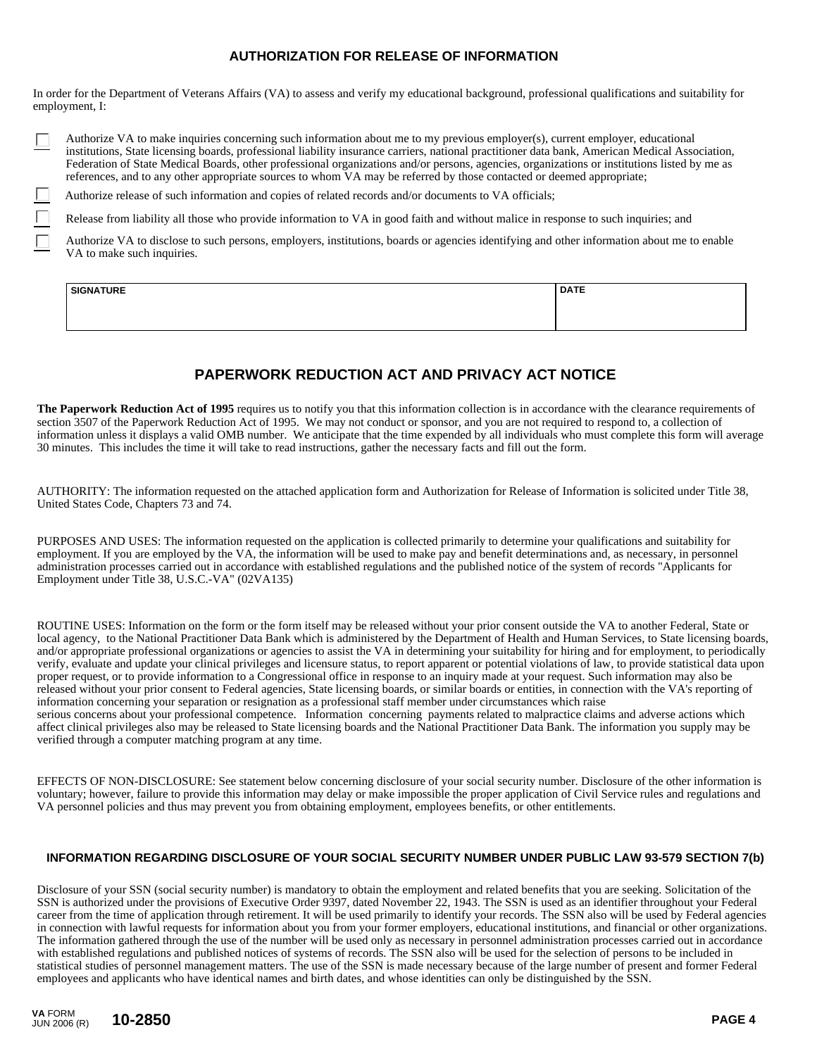## AUTHORIZATION FOR RELEASE OF INFORMATION

In order for the Department of Veterans Affairs (VA) to assess and verify my educational background, professional qualifications and suitability for employment, I:

- [ ] Authorize VA to make inquiries concerning such information about me to my previous employer(s), current employer, educational institutions, State licensing boards, professional liability insurance carriers, national practitioner data bank, American Medical Association, Federation of State Medical Boards, other professional organizations and/or persons, agencies, organizations or institutions listed by me as references, and to any other appropriate sources to whom VA may be referred by those contacted or deemed appropriate;
- [ ] Authorize release of such information and copies of related records and/or documents to VA officials;
- [ ] Release from liability all those who provide information to VA in good faith and without malice in response to such inquiries; and
- [ ] Authorize VA to disclose to such persons, employers, institutions, boards or agencies identifying and other information about me to enable VA to make such inquiries.

| SIGNATURE | DATE |
|---|---|
| | |

## PAPERWORK REDUCTION ACT AND PRIVACY ACT NOTICE

**The Paperwork Reduction Act of 1995** requires us to notify you that this information collection is in accordance with the clearance requirements of section 3507 of the Paperwork Reduction Act of 1995. We may not conduct or sponsor, and you are not required to respond to, a collection of information unless it displays a valid OMB number. We anticipate that the time expended by all individuals who must complete this form will average 30 minutes. This includes the time it will take to read instructions, gather the necessary facts and fill out the form.

AUTHORITY: The information requested on the attached application form and Authorization for Release of Information is solicited under Title 38, United States Code, Chapters 73 and 74.

PURPOSES AND USES: The information requested on the application is collected primarily to determine your qualifications and suitability for employment. If you are employed by the VA, the information will be used to make pay and benefit determinations and, as necessary, in personnel administration processes carried out in accordance with established regulations and the published notice of the system of records "Applicants for Employment under Title 38, U.S.C.-VA" (02VA135)

ROUTINE USES: Information on the form or the form itself may be released without your prior consent outside the VA to another Federal, State or local agency, to the National Practitioner Data Bank which is administered by the Department of Health and Human Services, to State licensing boards, and/or appropriate professional organizations or agencies to assist the VA in determining your suitability for hiring and for employment, to periodically verify, evaluate and update your clinical privileges and licensure status, to report apparent or potential violations of law, to provide statistical data upon proper request, or to provide information to a Congressional office in response to an inquiry made at your request. Such information may also be released without your prior consent to Federal agencies, State licensing boards, or similar boards or entities, in connection with the VA's reporting of information concerning your separation or resignation as a professional staff member under circumstances which raise serious concerns about your professional competence. Information concerning payments related to malpractice claims and adverse actions which affect clinical privileges also may be released to State licensing boards and the National Practitioner Data Bank. The information you supply may be verified through a computer matching program at any time.

EFFECTS OF NON-DISCLOSURE: See statement below concerning disclosure of your social security number. Disclosure of the other information is voluntary; however, failure to provide this information may delay or make impossible the proper application of Civil Service rules and regulations and VA personnel policies and thus may prevent you from obtaining employment, employees benefits, or other entitlements.

### INFORMATION REGARDING DISCLOSURE OF YOUR SOCIAL SECURITY NUMBER UNDER PUBLIC LAW 93-579 SECTION 7(b)

Disclosure of your SSN (social security number) is mandatory to obtain the employment and related benefits that you are seeking. Solicitation of the SSN is authorized under the provisions of Executive Order 9397, dated November 22, 1943. The SSN is used as an identifier throughout your Federal career from the time of application through retirement. It will be used primarily to identify your records. The SSN also will be used by Federal agencies in connection with lawful requests for information about you from your former employers, educational institutions, and financial or other organizations. The information gathered through the use of the number will be used only as necessary in personnel administration processes carried out in accordance with established regulations and published notices of systems of records. The SSN also will be used for the selection of persons to be included in statistical studies of personnel management matters. The use of the SSN is made necessary because of the large number of present and former Federal employees and applicants who have identical names and birth dates, and whose identities can only be distinguished by the SSN.

VA FORM JUN 2006 (R) **10-2850**